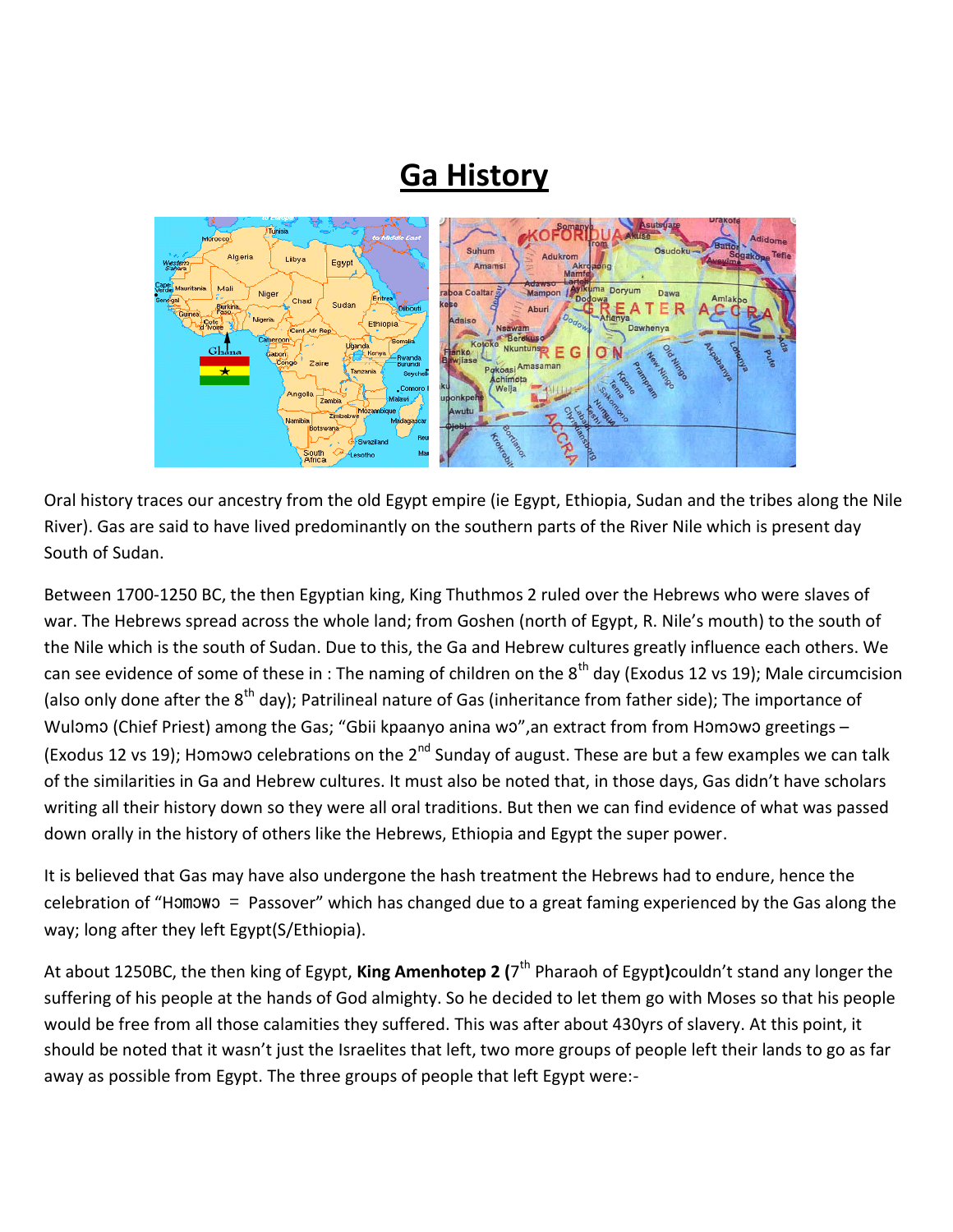# Ga History

Oral history traces our ancestry from the old Egypt empire (ie Egypt, Ethiopia, Sudan and the tribes along the Nile River). Gas are said to have lived predominantly on the southern parts of the River Nile which is present day South of Sudan.

Between 1700-1250 BC, the then Egyptian king, King Thuthmos 2 ruled over the Hebrews who were slaves of war. The Hebrews spread across the whole land; from Goshen (north of Egypt, R. Nile's mouth) to the south of the Nile which is the south of Sudan. Due to this, the Ga and Hebrew cultures greatly influence each others. We can see evidence of some of these in : The naming of children on the 8th day (Exodus 12 vs 19); Male circumcision (also only done after the 8th day); Patrilineal nature of Gas (inheritance from father side); The importance of Wulɔmɔ (Chief Priest) among the Gas; "Gbii kpaanyo anina wɔ",an extract from from Hɔmɔwɔ greetings – (Exodus 12 vs 19); Hɔmɔwɔ celebrations on the 2nd Sunday of august. These are but a few examples we can talk of the similarities in Ga and Hebrew cultures. It must also be noted that, in those days, Gas didn't have scholars writing all their history down so they were all oral traditions. But then we can find evidence of what was passed down orally in the history of others like the Hebrews, Ethiopia and Egypt the super power.

It is believed that Gas may have also undergone the hash treatment the Hebrews had to endure, hence the celebration of "Hɔmɔwɔ = Passover" which has changed due to a great faming experienced by the Gas along the way; long after they left Egypt(S/Ethiopia).

At about 1250BC, the then king of Egypt, **King Amenhotep 2 (**7th Pharaoh of Egypt**)**couldn't stand any longer the suffering of his people at the hands of God almighty. So he decided to let them go with Moses so that his people would be free from all those calamities they suffered. This was after about 430yrs of slavery. At this point, it should be noted that it wasn't just the Israelites that left, two more groups of people left their lands to go as far away as possible from Egypt. The three groups of people that left Egypt were:-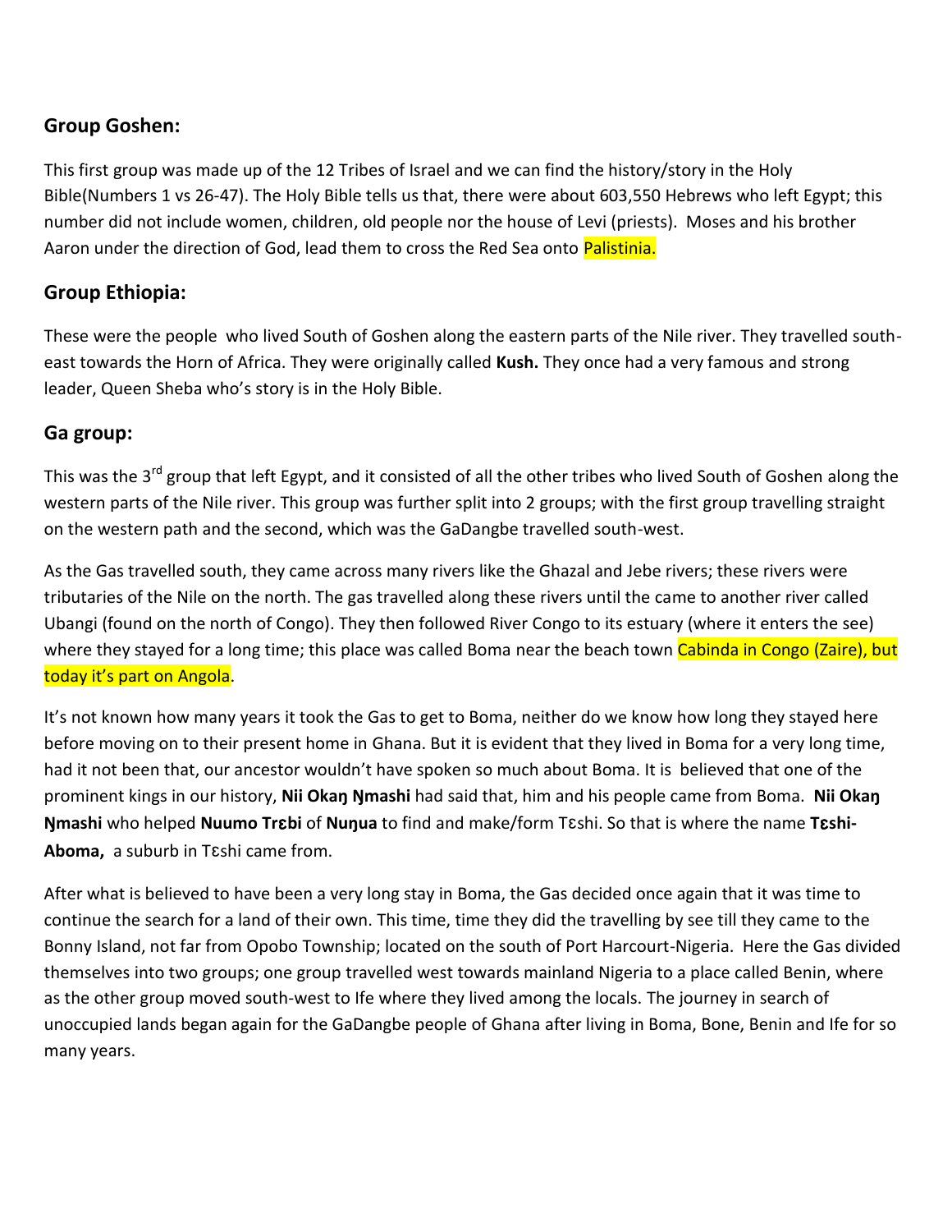## Group Goshen:

This first group was made up of the 12 Tribes of Israel and we can find the history/story in the Holy Bible(Numbers 1 vs 26-47). The Holy Bible tells us that, there were about 603,550 Hebrews who left Egypt; this number did not include women, children, old people nor the house of Levi (priests). Moses and his brother Aaron under the direction of God, lead them to cross the Red Sea onto Palistinia.

## Group Ethiopia:

These were the people who lived South of Goshen along the eastern parts of the Nile river. They travelled south-east towards the Horn of Africa. They were originally called **Kush.** They once had a very famous and strong leader, Queen Sheba who's story is in the Holy Bible.

## Ga group:

This was the 3rd group that left Egypt, and it consisted of all the other tribes who lived South of Goshen along the western parts of the Nile river. This group was further split into 2 groups; with the first group travelling straight on the western path and the second, which was the GaDangbe travelled south-west.

As the Gas travelled south, they came across many rivers like the Ghazal and Jebe rivers; these rivers were tributaries of the Nile on the north. The gas travelled along these rivers until the came to another river called Ubangi (found on the north of Congo). They then followed River Congo to its estuary (where it enters the see) where they stayed for a long time; this place was called Boma near the beach town Cabinda in Congo (Zaire), but today it's part on Angola.

It's not known how many years it took the Gas to get to Boma, neither do we know how long they stayed here before moving on to their present home in Ghana. But it is evident that they lived in Boma for a very long time, had it not been that, our ancestor wouldn't have spoken so much about Boma. It is believed that one of the prominent kings in our history, **Nii Okaŋ Ŋmashi** had said that, him and his people came from Boma. **Nii Okaŋ Ŋmashi** who helped **Nuumo Trɛbi** of **Nuŋua** to find and make/form Tɛshi. So that is where the name **Tɛshi-Aboma,** a suburb in Tɛshi came from.

After what is believed to have been a very long stay in Boma, the Gas decided once again that it was time to continue the search for a land of their own. This time, time they did the travelling by see till they came to the Bonny Island, not far from Opobo Township; located on the south of Port Harcourt-Nigeria. Here the Gas divided themselves into two groups; one group travelled west towards mainland Nigeria to a place called Benin, where as the other group moved south-west to Ife where they lived among the locals. The journey in search of unoccupied lands began again for the GaDangbe people of Ghana after living in Boma, Bone, Benin and Ife for so many years.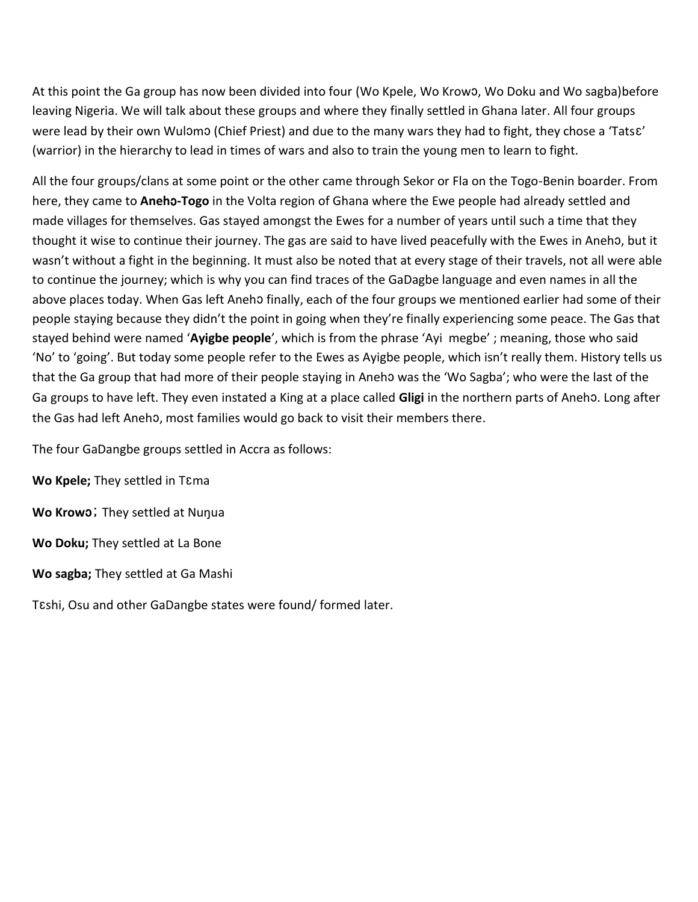At this point the Ga group has now been divided into four (Wo Kpele, Wo Krowɔ, Wo Doku and Wo sagba)before leaving Nigeria. We will talk about these groups and where they finally settled in Ghana later. All four groups were lead by their own Wulɔmɔ (Chief Priest) and due to the many wars they had to fight, they chose a 'Tatsɛ' (warrior) in the hierarchy to lead in times of wars and also to train the young men to learn to fight.

All the four groups/clans at some point or the other came through Sekor or Fla on the Togo-Benin boarder. From here, they came to **Anehɔ-Togo** in the Volta region of Ghana where the Ewe people had already settled and made villages for themselves. Gas stayed amongst the Ewes for a number of years until such a time that they thought it wise to continue their journey. The gas are said to have lived peacefully with the Ewes in Anehɔ, but it wasn't without a fight in the beginning. It must also be noted that at every stage of their travels, not all were able to continue the journey; which is why you can find traces of the GaDagbe language and even names in all the above places today. When Gas left Anehɔ finally, each of the four groups we mentioned earlier had some of their people staying because they didn't the point in going when they're finally experiencing some peace. The Gas that stayed behind were named '**Ayigbe people**', which is from the phrase 'Ayi megbe' ; meaning, those who said 'No' to 'going'. But today some people refer to the Ewes as Ayigbe people, which isn't really them. History tells us that the Ga group that had more of their people staying in Anehɔ was the 'Wo Sagba'; who were the last of the Ga groups to have left. They even instated a King at a place called **Gligi** in the northern parts of Anehɔ. Long after the Gas had left Anehɔ, most families would go back to visit their members there.

The four GaDangbe groups settled in Accra as follows:

**Wo Kpele;** They settled in Tɛma

**Wo Krowɔ;** They settled at Nuŋua

**Wo Doku;** They settled at La Bone

**Wo sagba;** They settled at Ga Mashi

Tɛshi, Osu and other GaDangbe states were found/ formed later.